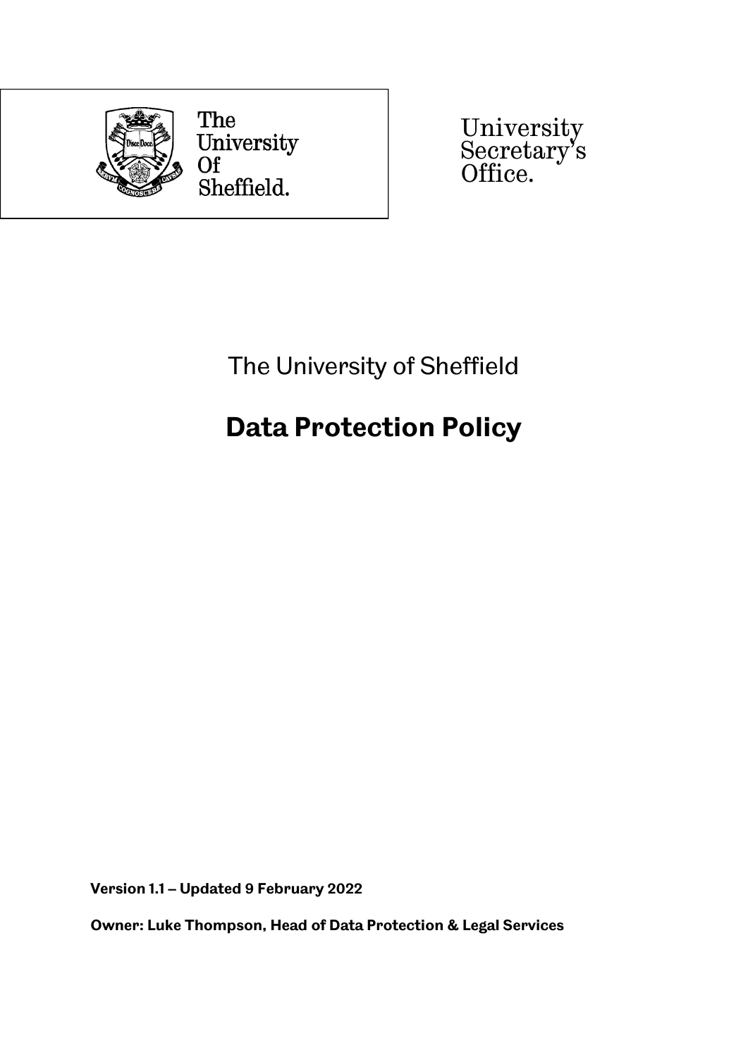The University Of Sheffield.

University Secretary's Office.

The University of Sheffield

# Data Protection Policy

**Version 1.1 – Updated 9 February 2022**

**Owner: Luke Thompson, Head of Data Protection & Legal Services**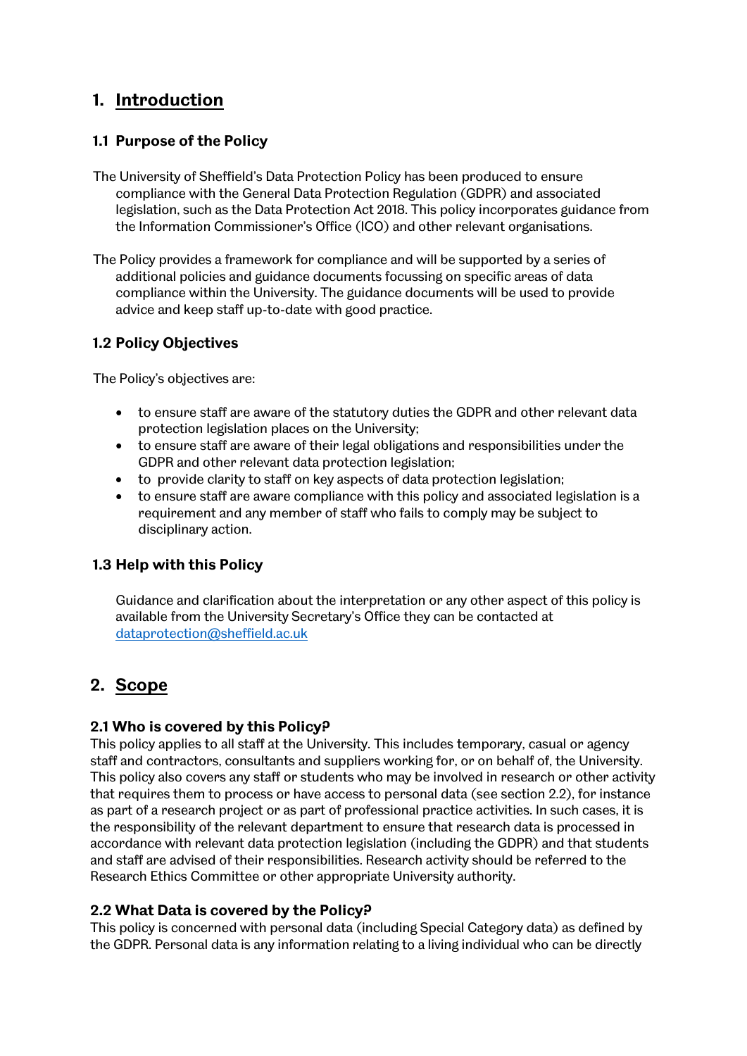# 1. Introduction

## 1.1 Purpose of the Policy

The University of Sheffield's Data Protection Policy has been produced to ensure compliance with the General Data Protection Regulation (GDPR) and associated legislation, such as the Data Protection Act 2018. This policy incorporates guidance from the Information Commissioner's Office (ICO) and other relevant organisations.

The Policy provides a framework for compliance and will be supported by a series of additional policies and guidance documents focussing on specific areas of data compliance within the University. The guidance documents will be used to provide advice and keep staff up-to-date with good practice.

## 1.2 Policy Objectives

The Policy's objectives are:

- to ensure staff are aware of the statutory duties the GDPR and other relevant data protection legislation places on the University;
- to ensure staff are aware of their legal obligations and responsibilities under the GDPR and other relevant data protection legislation;
- to provide clarity to staff on key aspects of data protection legislation;
- to ensure staff are aware compliance with this policy and associated legislation is a requirement and any member of staff who fails to comply may be subject to disciplinary action.

## 1.3 Help with this Policy

Guidance and clarification about the interpretation or any other aspect of this policy is available from the University Secretary's Office they can be contacted at dataprotection@sheffield.ac.uk

# 2. Scope

## 2.1 Who is covered by this Policy?

This policy applies to all staff at the University. This includes temporary, casual or agency staff and contractors, consultants and suppliers working for, or on behalf of, the University. This policy also covers any staff or students who may be involved in research or other activity that requires them to process or have access to personal data (see section 2.2), for instance as part of a research project or as part of professional practice activities. In such cases, it is the responsibility of the relevant department to ensure that research data is processed in accordance with relevant data protection legislation (including the GDPR) and that students and staff are advised of their responsibilities. Research activity should be referred to the Research Ethics Committee or other appropriate University authority.

## 2.2 What Data is covered by the Policy?

This policy is concerned with personal data (including Special Category data) as defined by the GDPR. Personal data is any information relating to a living individual who can be directly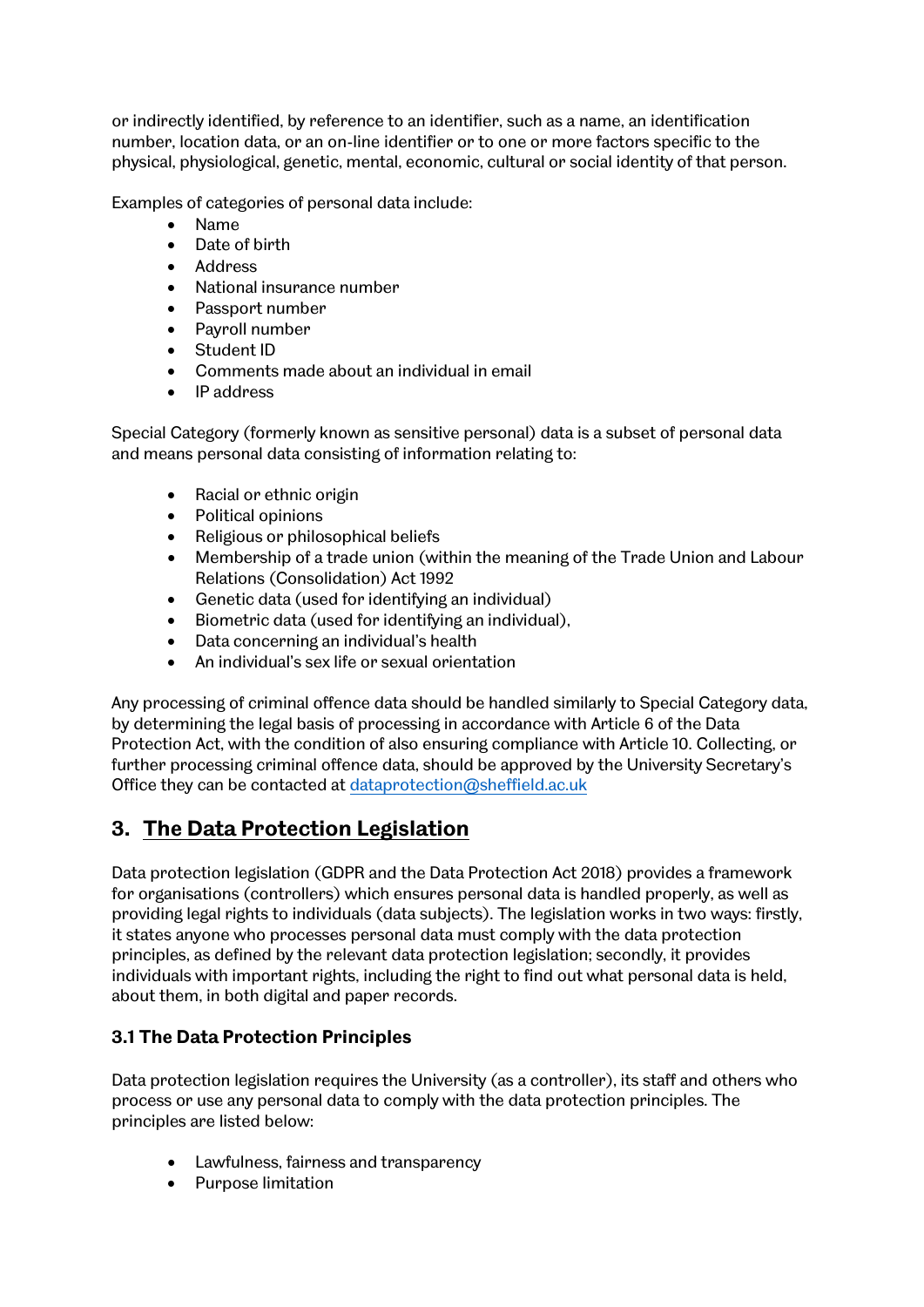or indirectly identified, by reference to an identifier, such as a name, an identification number, location data, or an on-line identifier or to one or more factors specific to the physical, physiological, genetic, mental, economic, cultural or social identity of that person.

Examples of categories of personal data include:

- Name
- Date of birth
- Address
- National insurance number
- Passport number
- Payroll number
- Student ID
- Comments made about an individual in email
- IP address

Special Category (formerly known as sensitive personal) data is a subset of personal data and means personal data consisting of information relating to:

- Racial or ethnic origin
- Political opinions
- Religious or philosophical beliefs
- Membership of a trade union (within the meaning of the Trade Union and Labour Relations (Consolidation) Act 1992
- Genetic data (used for identifying an individual)
- Biometric data (used for identifying an individual),
- Data concerning an individual's health
- An individual's sex life or sexual orientation

Any processing of criminal offence data should be handled similarly to Special Category data, by determining the legal basis of processing in accordance with Article 6 of the Data Protection Act, with the condition of also ensuring compliance with Article 10. Collecting, or further processing criminal offence data, should be approved by the University Secretary's Office they can be contacted at [dataprotection@sheffield.ac.uk](mailto:dataprotection@sheffield.ac.uk)

## 3. <u>The Data Protection Legislation</u>

Data protection legislation (GDPR and the Data Protection Act 2018) provides a framework for organisations (controllers) which ensures personal data is handled properly, as well as providing legal rights to individuals (data subjects). The legislation works in two ways: firstly, it states anyone who processes personal data must comply with the data protection principles, as defined by the relevant data protection legislation; secondly, it provides individuals with important rights, including the right to find out what personal data is held, about them, in both digital and paper records.

### 3.1 The Data Protection Principles

Data protection legislation requires the University (as a controller), its staff and others who process or use any personal data to comply with the data protection principles. The principles are listed below:

- Lawfulness, fairness and transparency
- Purpose limitation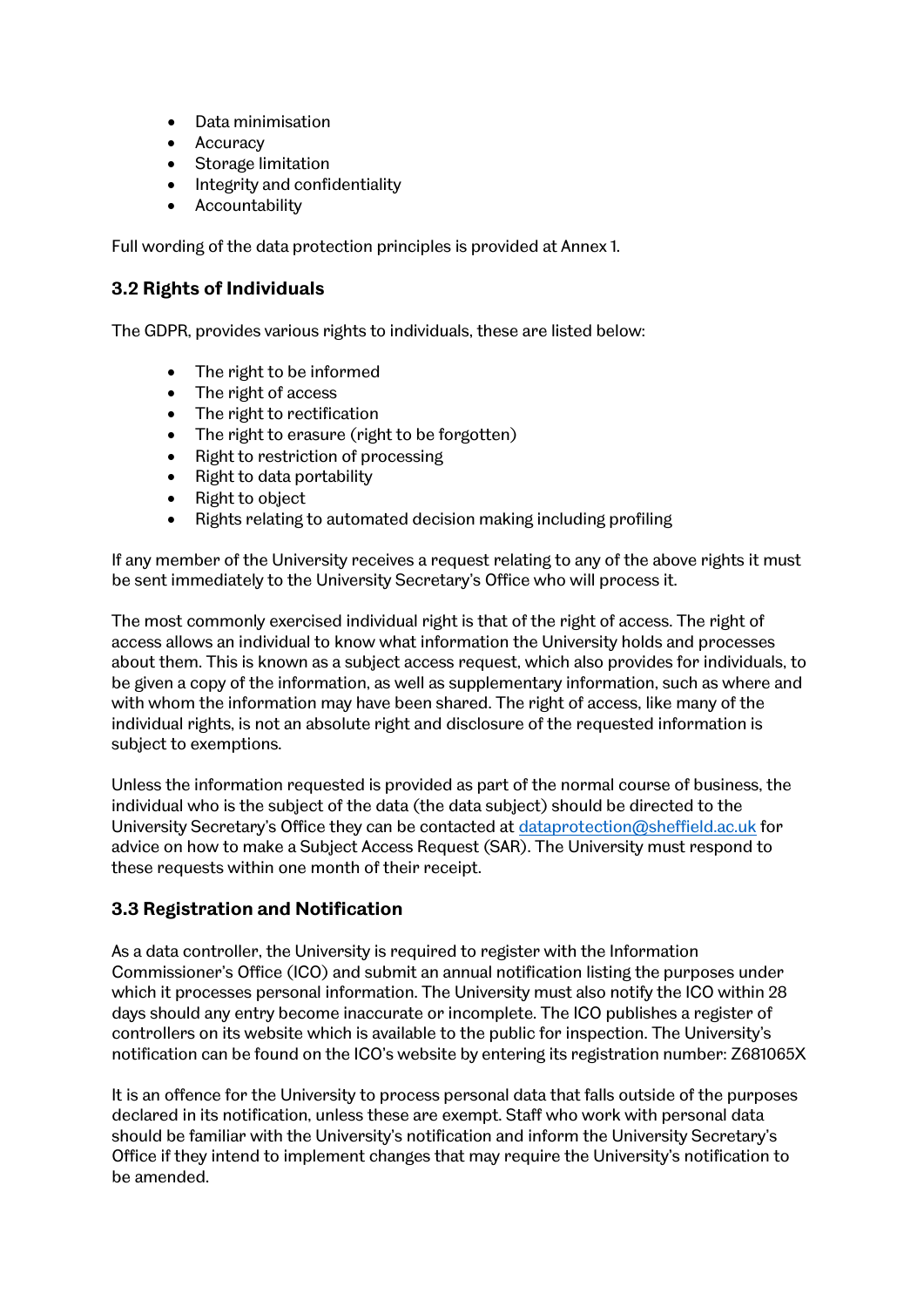- Data minimisation
- Accuracy
- Storage limitation
- Integrity and confidentiality
- Accountability

Full wording of the data protection principles is provided at Annex 1.

### 3.2 Rights of Individuals

The GDPR, provides various rights to individuals, these are listed below:

- The right to be informed
- The right of access
- The right to rectification
- The right to erasure (right to be forgotten)
- Right to restriction of processing
- Right to data portability
- Right to object
- Rights relating to automated decision making including profiling

If any member of the University receives a request relating to any of the above rights it must be sent immediately to the University Secretary's Office who will process it.

The most commonly exercised individual right is that of the right of access. The right of access allows an individual to know what information the University holds and processes about them. This is known as a subject access request, which also provides for individuals, to be given a copy of the information, as well as supplementary information, such as where and with whom the information may have been shared. The right of access, like many of the individual rights, is not an absolute right and disclosure of the requested information is subject to exemptions.

Unless the information requested is provided as part of the normal course of business, the individual who is the subject of the data (the data subject) should be directed to the University Secretary's Office they can be contacted at dataprotection@sheffield.ac.uk for advice on how to make a Subject Access Request (SAR). The University must respond to these requests within one month of their receipt.

### 3.3 Registration and Notification

As a data controller, the University is required to register with the Information Commissioner's Office (ICO) and submit an annual notification listing the purposes under which it processes personal information. The University must also notify the ICO within 28 days should any entry become inaccurate or incomplete. The ICO publishes a register of controllers on its website which is available to the public for inspection. The University's notification can be found on the ICO's website by entering its registration number: Z681065X

It is an offence for the University to process personal data that falls outside of the purposes declared in its notification, unless these are exempt. Staff who work with personal data should be familiar with the University's notification and inform the University Secretary's Office if they intend to implement changes that may require the University's notification to be amended.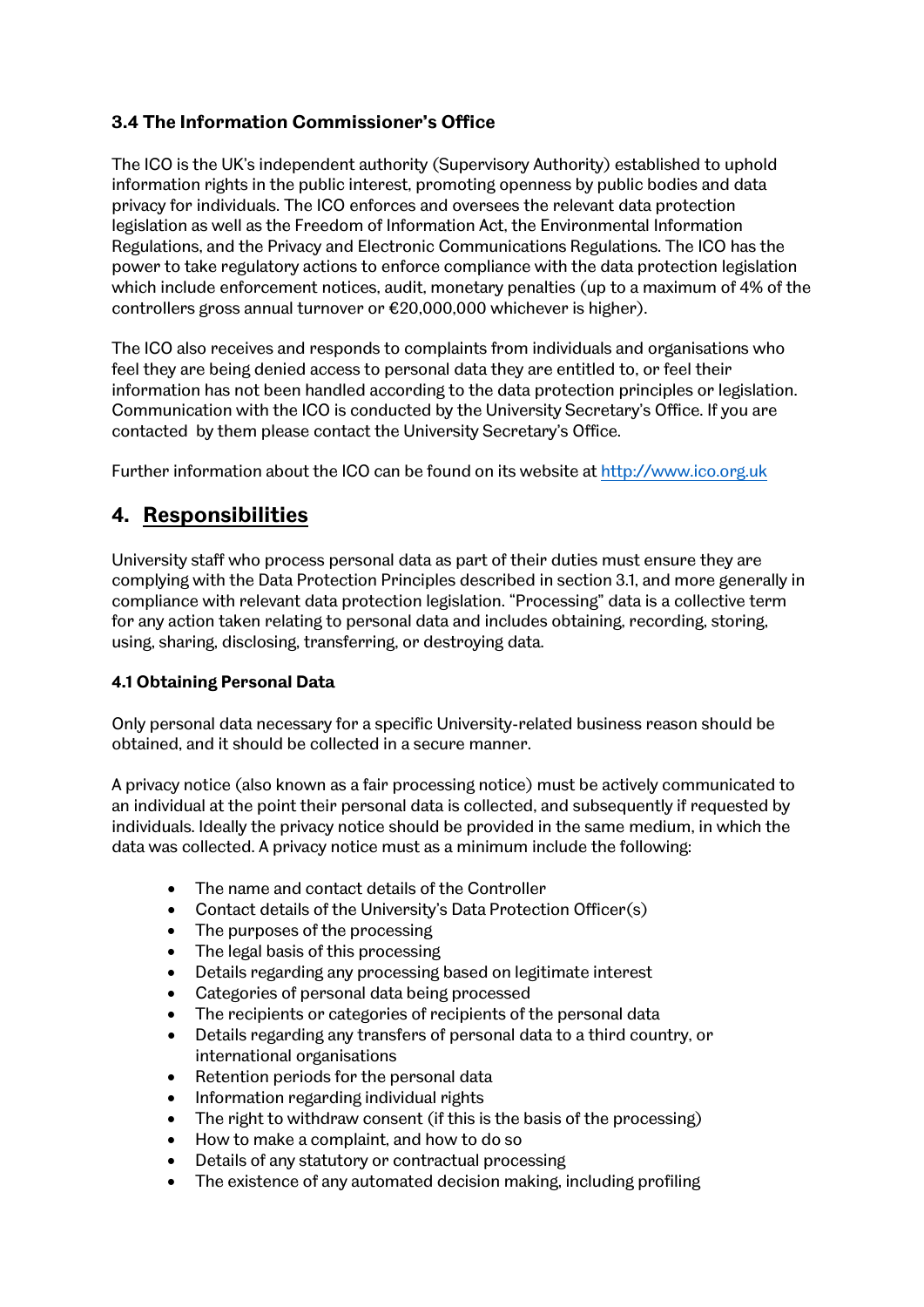### 3.4 The Information Commissioner's Office

The ICO is the UK's independent authority (Supervisory Authority) established to uphold information rights in the public interest, promoting openness by public bodies and data privacy for individuals. The ICO enforces and oversees the relevant data protection legislation as well as the Freedom of Information Act, the Environmental Information Regulations, and the Privacy and Electronic Communications Regulations. The ICO has the power to take regulatory actions to enforce compliance with the data protection legislation which include enforcement notices, audit, monetary penalties (up to a maximum of 4% of the controllers gross annual turnover or €20,000,000 whichever is higher).

The ICO also receives and responds to complaints from individuals and organisations who feel they are being denied access to personal data they are entitled to, or feel their information has not been handled according to the data protection principles or legislation. Communication with the ICO is conducted by the University Secretary's Office. If you are contacted by them please contact the University Secretary's Office.

Further information about the ICO can be found on its website at [http://www.ico.org.uk](http://www.ico.org.uk)

## 4. Responsibilities

University staff who process personal data as part of their duties must ensure they are complying with the Data Protection Principles described in section 3.1, and more generally in compliance with relevant data protection legislation. "Processing" data is a collective term for any action taken relating to personal data and includes obtaining, recording, storing, using, sharing, disclosing, transferring, or destroying data.

### 4.1 Obtaining Personal Data

Only personal data necessary for a specific University-related business reason should be obtained, and it should be collected in a secure manner.

A privacy notice (also known as a fair processing notice) must be actively communicated to an individual at the point their personal data is collected, and subsequently if requested by individuals. Ideally the privacy notice should be provided in the same medium, in which the data was collected. A privacy notice must as a minimum include the following:

- The name and contact details of the Controller
- Contact details of the University's Data Protection Officer(s)
- The purposes of the processing
- The legal basis of this processing
- Details regarding any processing based on legitimate interest
- Categories of personal data being processed
- The recipients or categories of recipients of the personal data
- Details regarding any transfers of personal data to a third country, or international organisations
- Retention periods for the personal data
- Information regarding individual rights
- The right to withdraw consent (if this is the basis of the processing)
- How to make a complaint, and how to do so
- Details of any statutory or contractual processing
- The existence of any automated decision making, including profiling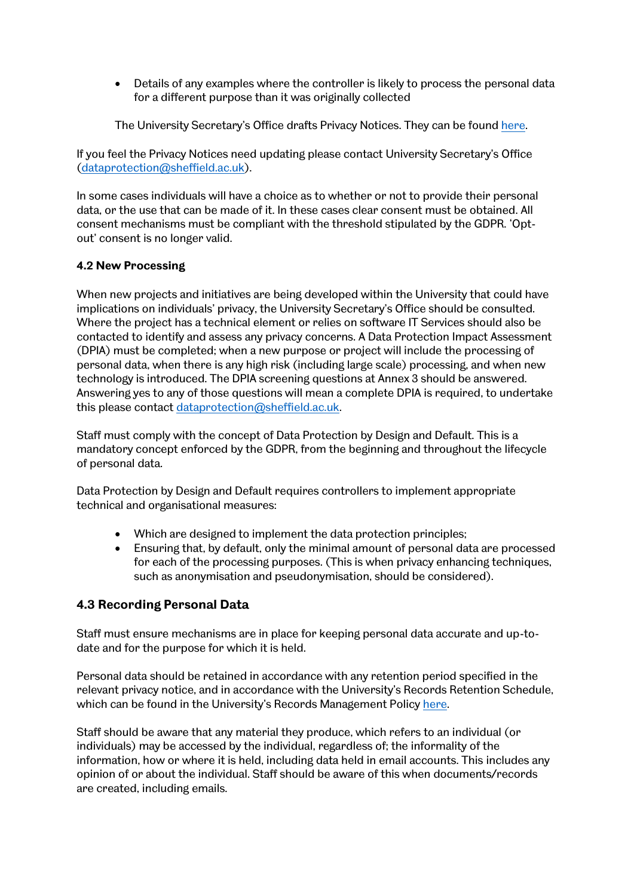- Details of any examples where the controller is likely to process the personal data for a different purpose than it was originally collected

The University Secretary's Office drafts Privacy Notices. They can be found here.

If you feel the Privacy Notices need updating please contact University Secretary's Office (dataprotection@sheffield.ac.uk).

In some cases individuals will have a choice as to whether or not to provide their personal data, or the use that can be made of it. In these cases clear consent must be obtained. All consent mechanisms must be compliant with the threshold stipulated by the GDPR. 'Opt-out' consent is no longer valid.

### 4.2 New Processing

When new projects and initiatives are being developed within the University that could have implications on individuals' privacy, the University Secretary's Office should be consulted. Where the project has a technical element or relies on software IT Services should also be contacted to identify and assess any privacy concerns. A Data Protection Impact Assessment (DPIA) must be completed; when a new purpose or project will include the processing of personal data, when there is any high risk (including large scale) processing, and when new technology is introduced. The DPIA screening questions at Annex 3 should be answered. Answering yes to any of those questions will mean a complete DPIA is required, to undertake this please contact dataprotection@sheffield.ac.uk.

Staff must comply with the concept of Data Protection by Design and Default. This is a mandatory concept enforced by the GDPR, from the beginning and throughout the lifecycle of personal data.

Data Protection by Design and Default requires controllers to implement appropriate technical and organisational measures:

- Which are designed to implement the data protection principles;
- Ensuring that, by default, only the minimal amount of personal data are processed for each of the processing purposes. (This is when privacy enhancing techniques, such as anonymisation and pseudonymisation, should be considered).

### 4.3 Recording Personal Data

Staff must ensure mechanisms are in place for keeping personal data accurate and up-to-date and for the purpose for which it is held.

Personal data should be retained in accordance with any retention period specified in the relevant privacy notice, and in accordance with the University's Records Retention Schedule, which can be found in the University's Records Management Policy here.

Staff should be aware that any material they produce, which refers to an individual (or individuals) may be accessed by the individual, regardless of; the informality of the information, how or where it is held, including data held in email accounts. This includes any opinion of or about the individual. Staff should be aware of this when documents/records are created, including emails.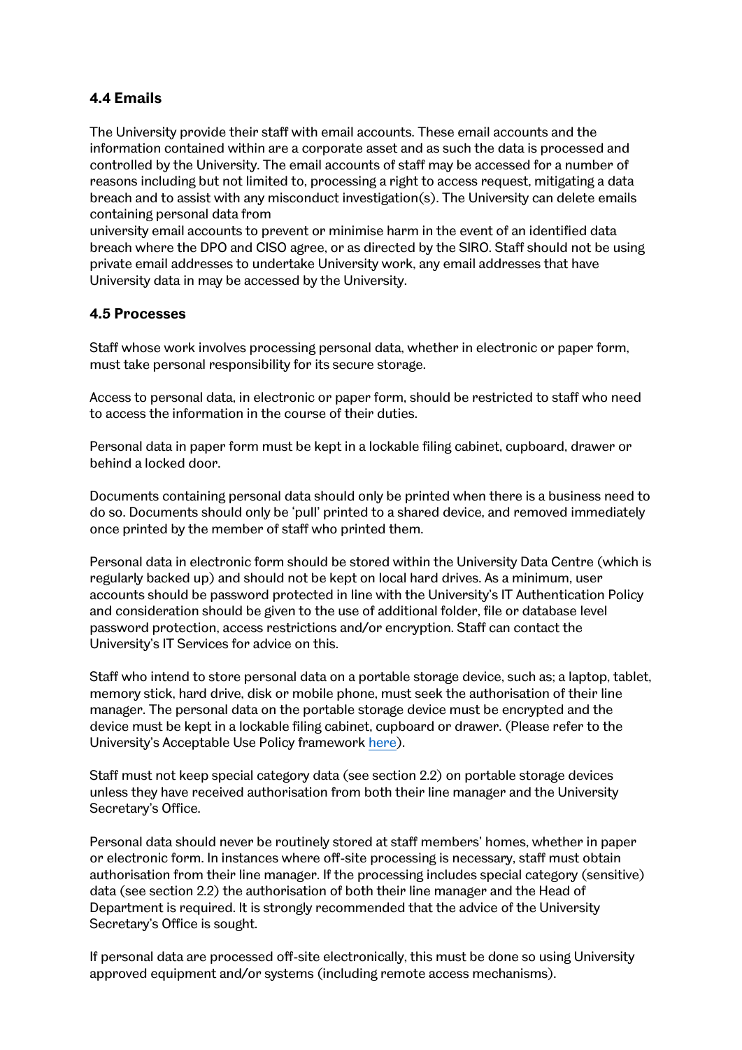### 4.4 Emails

The University provide their staff with email accounts. These email accounts and the information contained within are a corporate asset and as such the data is processed and controlled by the University. The email accounts of staff may be accessed for a number of reasons including but not limited to, processing a right to access request, mitigating a data breach and to assist with any misconduct investigation(s). The University can delete emails containing personal data from university email accounts to prevent or minimise harm in the event of an identified data breach where the DPO and CISO agree, or as directed by the SIRO. Staff should not be using private email addresses to undertake University work, any email addresses that have University data in may be accessed by the University.

### 4.5 Processes

Staff whose work involves processing personal data, whether in electronic or paper form, must take personal responsibility for its secure storage.

Access to personal data, in electronic or paper form, should be restricted to staff who need to access the information in the course of their duties.

Personal data in paper form must be kept in a lockable filing cabinet, cupboard, drawer or behind a locked door.

Documents containing personal data should only be printed when there is a business need to do so. Documents should only be 'pull' printed to a shared device, and removed immediately once printed by the member of staff who printed them.

Personal data in electronic form should be stored within the University Data Centre (which is regularly backed up) and should not be kept on local hard drives. As a minimum, user accounts should be password protected in line with the University's IT Authentication Policy and consideration should be given to the use of additional folder, file or database level password protection, access restrictions and/or encryption. Staff can contact the University's IT Services for advice on this.

Staff who intend to store personal data on a portable storage device, such as; a laptop, tablet, memory stick, hard drive, disk or mobile phone, must seek the authorisation of their line manager. The personal data on the portable storage device must be encrypted and the device must be kept in a lockable filing cabinet, cupboard or drawer. (Please refer to the University's Acceptable Use Policy framework here).

Staff must not keep special category data (see section 2.2) on portable storage devices unless they have received authorisation from both their line manager and the University Secretary's Office.

Personal data should never be routinely stored at staff members' homes, whether in paper or electronic form. In instances where off-site processing is necessary, staff must obtain authorisation from their line manager. If the processing includes special category (sensitive) data (see section 2.2) the authorisation of both their line manager and the Head of Department is required. It is strongly recommended that the advice of the University Secretary's Office is sought.

If personal data are processed off-site electronically, this must be done so using University approved equipment and/or systems (including remote access mechanisms).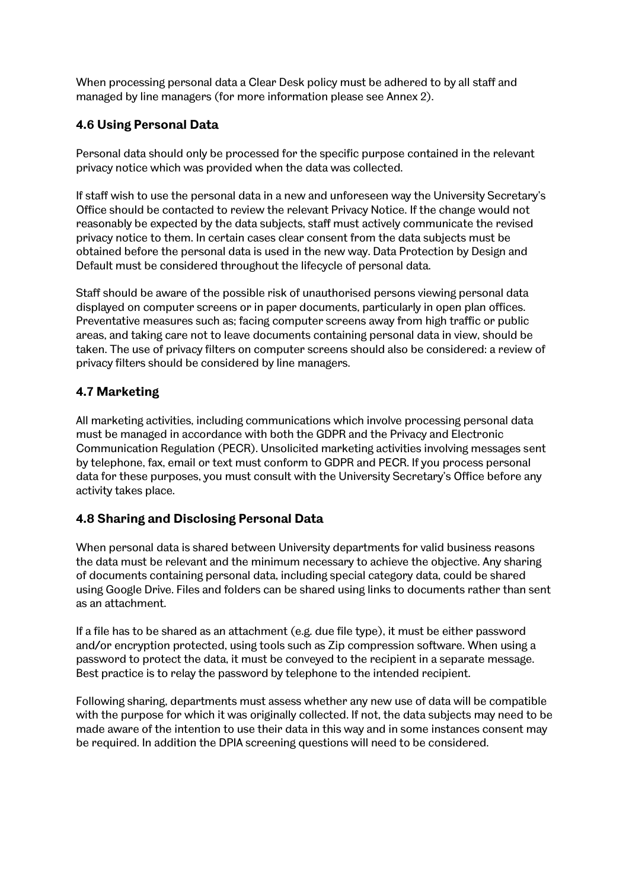When processing personal data a Clear Desk policy must be adhered to by all staff and managed by line managers (for more information please see Annex 2).

### 4.6 Using Personal Data

Personal data should only be processed for the specific purpose contained in the relevant privacy notice which was provided when the data was collected.

If staff wish to use the personal data in a new and unforeseen way the University Secretary's Office should be contacted to review the relevant Privacy Notice. If the change would not reasonably be expected by the data subjects, staff must actively communicate the revised privacy notice to them. In certain cases clear consent from the data subjects must be obtained before the personal data is used in the new way. Data Protection by Design and Default must be considered throughout the lifecycle of personal data.

Staff should be aware of the possible risk of unauthorised persons viewing personal data displayed on computer screens or in paper documents, particularly in open plan offices. Preventative measures such as; facing computer screens away from high traffic or public areas, and taking care not to leave documents containing personal data in view, should be taken. The use of privacy filters on computer screens should also be considered: a review of privacy filters should be considered by line managers.

### 4.7 Marketing

All marketing activities, including communications which involve processing personal data must be managed in accordance with both the GDPR and the Privacy and Electronic Communication Regulation (PECR). Unsolicited marketing activities involving messages sent by telephone, fax, email or text must conform to GDPR and PECR. If you process personal data for these purposes, you must consult with the University Secretary's Office before any activity takes place.

### 4.8 Sharing and Disclosing Personal Data

When personal data is shared between University departments for valid business reasons the data must be relevant and the minimum necessary to achieve the objective. Any sharing of documents containing personal data, including special category data, could be shared using Google Drive. Files and folders can be shared using links to documents rather than sent as an attachment.

If a file has to be shared as an attachment (e.g. due file type), it must be either password and/or encryption protected, using tools such as Zip compression software. When using a password to protect the data, it must be conveyed to the recipient in a separate message. Best practice is to relay the password by telephone to the intended recipient.

Following sharing, departments must assess whether any new use of data will be compatible with the purpose for which it was originally collected. If not, the data subjects may need to be made aware of the intention to use their data in this way and in some instances consent may be required. In addition the DPIA screening questions will need to be considered.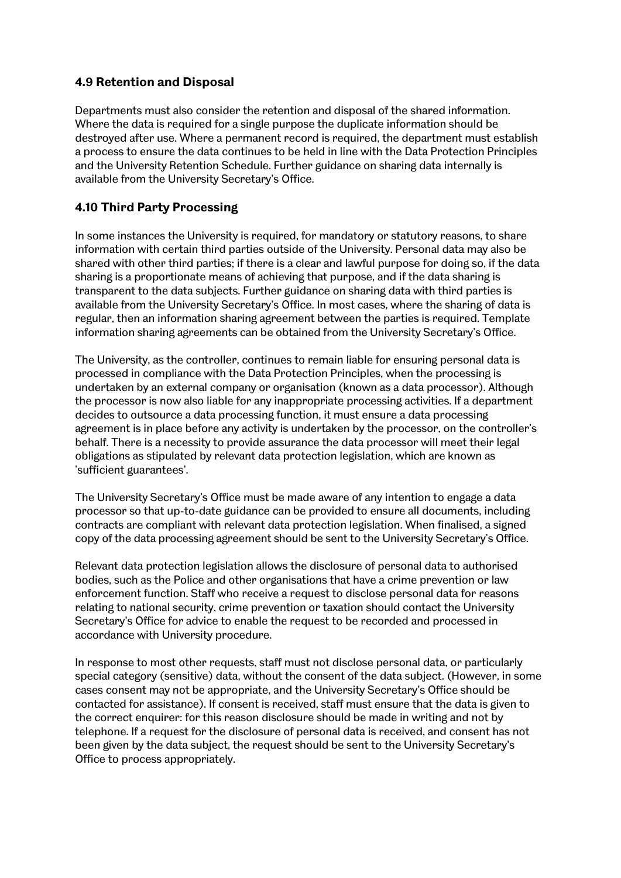### 4.9 Retention and Disposal

Departments must also consider the retention and disposal of the shared information. Where the data is required for a single purpose the duplicate information should be destroyed after use. Where a permanent record is required, the department must establish a process to ensure the data continues to be held in line with the Data Protection Principles and the University Retention Schedule. Further guidance on sharing data internally is available from the University Secretary's Office.

### 4.10 Third Party Processing

In some instances the University is required, for mandatory or statutory reasons, to share information with certain third parties outside of the University. Personal data may also be shared with other third parties; if there is a clear and lawful purpose for doing so, if the data sharing is a proportionate means of achieving that purpose, and if the data sharing is transparent to the data subjects. Further guidance on sharing data with third parties is available from the University Secretary's Office. In most cases, where the sharing of data is regular, then an information sharing agreement between the parties is required. Template information sharing agreements can be obtained from the University Secretary's Office.

The University, as the controller, continues to remain liable for ensuring personal data is processed in compliance with the Data Protection Principles, when the processing is undertaken by an external company or organisation (known as a data processor). Although the processor is now also liable for any inappropriate processing activities. If a department decides to outsource a data processing function, it must ensure a data processing agreement is in place before any activity is undertaken by the processor, on the controller's behalf. There is a necessity to provide assurance the data processor will meet their legal obligations as stipulated by relevant data protection legislation, which are known as 'sufficient guarantees'.

The University Secretary's Office must be made aware of any intention to engage a data processor so that up-to-date guidance can be provided to ensure all documents, including contracts are compliant with relevant data protection legislation. When finalised, a signed copy of the data processing agreement should be sent to the University Secretary's Office.

Relevant data protection legislation allows the disclosure of personal data to authorised bodies, such as the Police and other organisations that have a crime prevention or law enforcement function. Staff who receive a request to disclose personal data for reasons relating to national security, crime prevention or taxation should contact the University Secretary's Office for advice to enable the request to be recorded and processed in accordance with University procedure.

In response to most other requests, staff must not disclose personal data, or particularly special category (sensitive) data, without the consent of the data subject. (However, in some cases consent may not be appropriate, and the University Secretary's Office should be contacted for assistance). If consent is received, staff must ensure that the data is given to the correct enquirer: for this reason disclosure should be made in writing and not by telephone. If a request for the disclosure of personal data is received, and consent has not been given by the data subject, the request should be sent to the University Secretary's Office to process appropriately.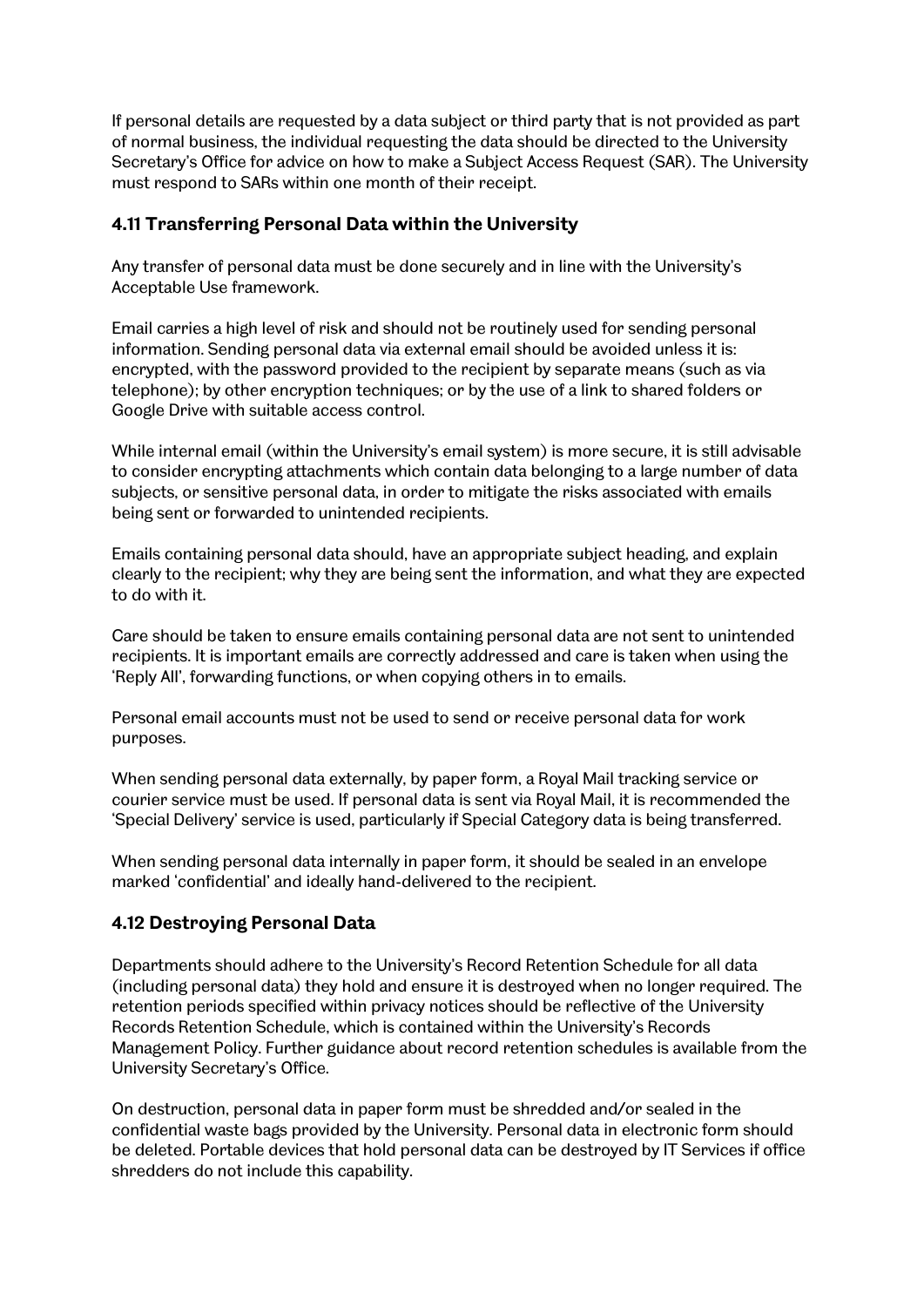If personal details are requested by a data subject or third party that is not provided as part of normal business, the individual requesting the data should be directed to the University Secretary's Office for advice on how to make a Subject Access Request (SAR). The University must respond to SARs within one month of their receipt.

### 4.11 Transferring Personal Data within the University

Any transfer of personal data must be done securely and in line with the University's Acceptable Use framework.

Email carries a high level of risk and should not be routinely used for sending personal information. Sending personal data via external email should be avoided unless it is: encrypted, with the password provided to the recipient by separate means (such as via telephone); by other encryption techniques; or by the use of a link to shared folders or Google Drive with suitable access control.

While internal email (within the University's email system) is more secure, it is still advisable to consider encrypting attachments which contain data belonging to a large number of data subjects, or sensitive personal data, in order to mitigate the risks associated with emails being sent or forwarded to unintended recipients.

Emails containing personal data should, have an appropriate subject heading, and explain clearly to the recipient; why they are being sent the information, and what they are expected to do with it.

Care should be taken to ensure emails containing personal data are not sent to unintended recipients. It is important emails are correctly addressed and care is taken when using the 'Reply All', forwarding functions, or when copying others in to emails.

Personal email accounts must not be used to send or receive personal data for work purposes.

When sending personal data externally, by paper form, a Royal Mail tracking service or courier service must be used. If personal data is sent via Royal Mail, it is recommended the 'Special Delivery' service is used, particularly if Special Category data is being transferred.

When sending personal data internally in paper form, it should be sealed in an envelope marked 'confidential' and ideally hand-delivered to the recipient.

### 4.12 Destroying Personal Data

Departments should adhere to the University's Record Retention Schedule for all data (including personal data) they hold and ensure it is destroyed when no longer required. The retention periods specified within privacy notices should be reflective of the University Records Retention Schedule, which is contained within the University's Records Management Policy. Further guidance about record retention schedules is available from the University Secretary's Office.

On destruction, personal data in paper form must be shredded and/or sealed in the confidential waste bags provided by the University. Personal data in electronic form should be deleted. Portable devices that hold personal data can be destroyed by IT Services if office shredders do not include this capability.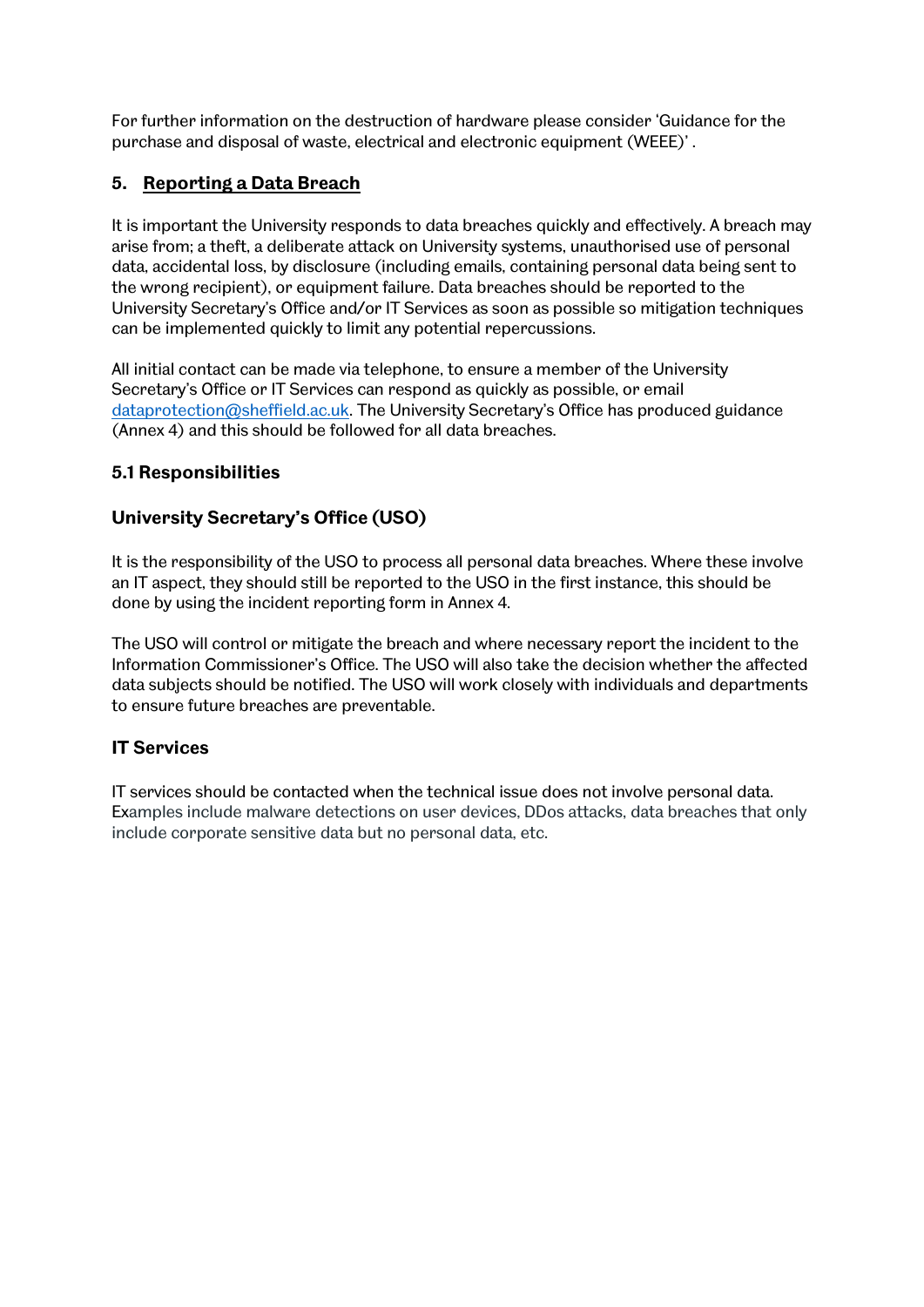For further information on the destruction of hardware please consider 'Guidance for the purchase and disposal of waste, electrical and electronic equipment (WEEE)' .

## 5. Reporting a Data Breach

It is important the University responds to data breaches quickly and effectively. A breach may arise from; a theft, a deliberate attack on University systems, unauthorised use of personal data, accidental loss, by disclosure (including emails, containing personal data being sent to the wrong recipient), or equipment failure. Data breaches should be reported to the University Secretary's Office and/or IT Services as soon as possible so mitigation techniques can be implemented quickly to limit any potential repercussions.

All initial contact can be made via telephone, to ensure a member of the University Secretary's Office or IT Services can respond as quickly as possible, or email dataprotection@sheffield.ac.uk. The University Secretary's Office has produced guidance (Annex 4) and this should be followed for all data breaches.

### 5.1 Responsibilities

### University Secretary's Office (USO)

It is the responsibility of the USO to process all personal data breaches. Where these involve an IT aspect, they should still be reported to the USO in the first instance, this should be done by using the incident reporting form in Annex 4.

The USO will control or mitigate the breach and where necessary report the incident to the Information Commissioner's Office. The USO will also take the decision whether the affected data subjects should be notified. The USO will work closely with individuals and departments to ensure future breaches are preventable.

### IT Services

IT services should be contacted when the technical issue does not involve personal data. Examples include malware detections on user devices, DDos attacks, data breaches that only include corporate sensitive data but no personal data, etc.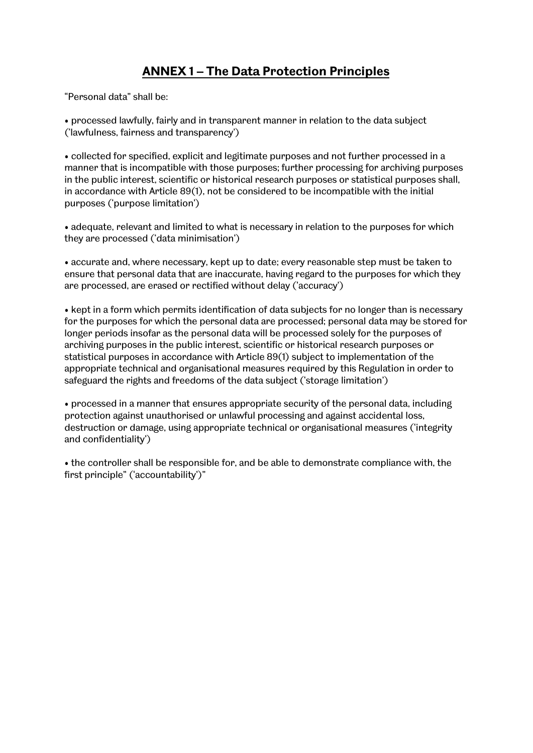## ANNEX 1 – The Data Protection Principles

"Personal data" shall be:

- processed lawfully, fairly and in transparent manner in relation to the data subject ('lawfulness, fairness and transparency')

- collected for specified, explicit and legitimate purposes and not further processed in a manner that is incompatible with those purposes; further processing for archiving purposes in the public interest, scientific or historical research purposes or statistical purposes shall, in accordance with Article 89(1), not be considered to be incompatible with the initial purposes ('purpose limitation')

- adequate, relevant and limited to what is necessary in relation to the purposes for which they are processed ('data minimisation')

- accurate and, where necessary, kept up to date; every reasonable step must be taken to ensure that personal data that are inaccurate, having regard to the purposes for which they are processed, are erased or rectified without delay ('accuracy')

- kept in a form which permits identification of data subjects for no longer than is necessary for the purposes for which the personal data are processed; personal data may be stored for longer periods insofar as the personal data will be processed solely for the purposes of archiving purposes in the public interest, scientific or historical research purposes or statistical purposes in accordance with Article 89(1) subject to implementation of the appropriate technical and organisational measures required by this Regulation in order to safeguard the rights and freedoms of the data subject ('storage limitation')

- processed in a manner that ensures appropriate security of the personal data, including protection against unauthorised or unlawful processing and against accidental loss, destruction or damage, using appropriate technical or organisational measures ('integrity and confidentiality')

- the controller shall be responsible for, and be able to demonstrate compliance with, the first principle" ('accountability')"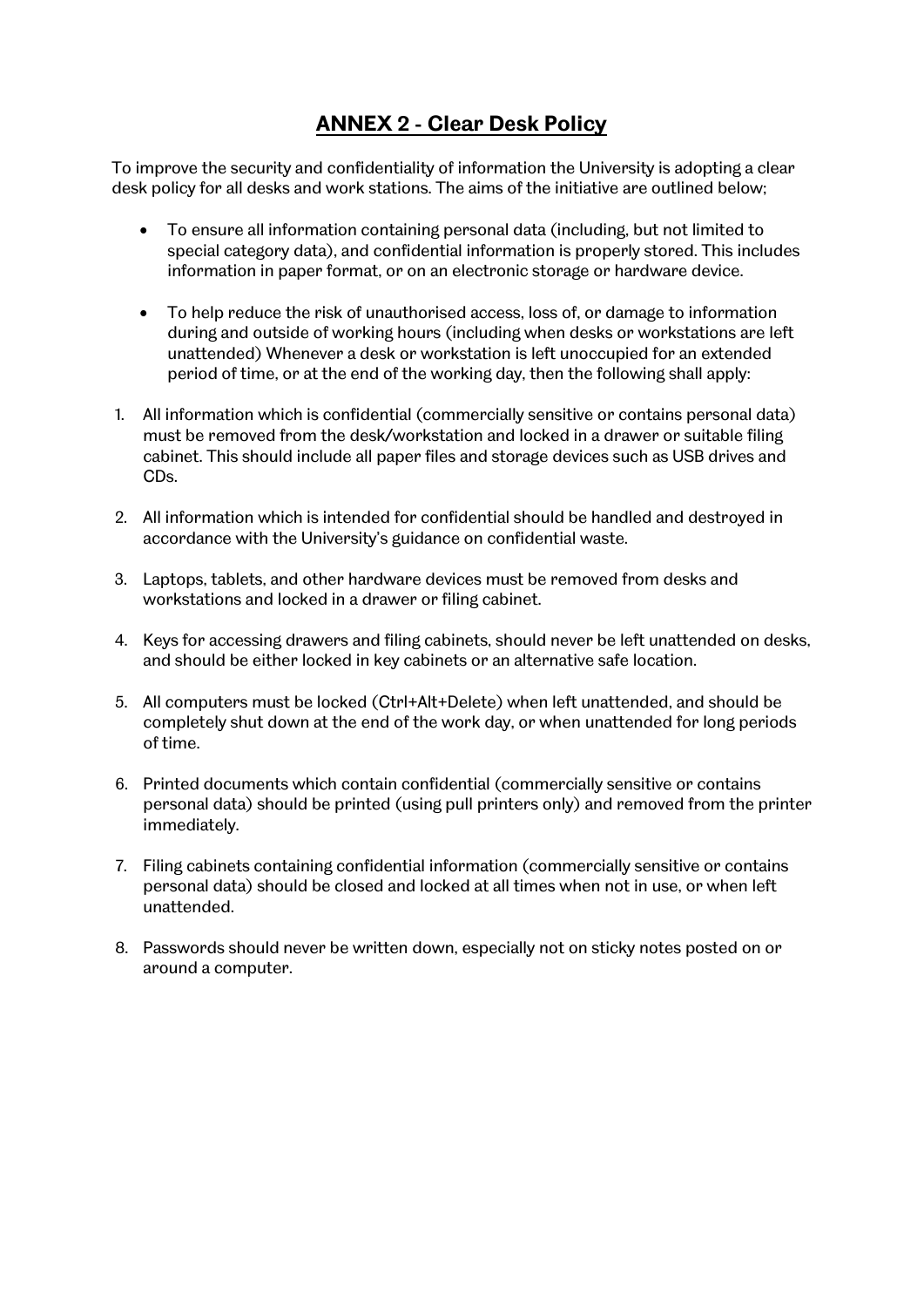## ANNEX 2 - Clear Desk Policy

To improve the security and confidentiality of information the University is adopting a clear desk policy for all desks and work stations. The aims of the initiative are outlined below;

- To ensure all information containing personal data (including, but not limited to special category data), and confidential information is properly stored. This includes information in paper format, or on an electronic storage or hardware device.

- To help reduce the risk of unauthorised access, loss of, or damage to information during and outside of working hours (including when desks or workstations are left unattended) Whenever a desk or workstation is left unoccupied for an extended period of time, or at the end of the working day, then the following shall apply:

1. All information which is confidential (commercially sensitive or contains personal data) must be removed from the desk/workstation and locked in a drawer or suitable filing cabinet. This should include all paper files and storage devices such as USB drives and CDs.

2. All information which is intended for confidential should be handled and destroyed in accordance with the University's guidance on confidential waste.

3. Laptops, tablets, and other hardware devices must be removed from desks and workstations and locked in a drawer or filing cabinet.

4. Keys for accessing drawers and filing cabinets, should never be left unattended on desks, and should be either locked in key cabinets or an alternative safe location.

5. All computers must be locked (Ctrl+Alt+Delete) when left unattended, and should be completely shut down at the end of the work day, or when unattended for long periods of time.

6. Printed documents which contain confidential (commercially sensitive or contains personal data) should be printed (using pull printers only) and removed from the printer immediately.

7. Filing cabinets containing confidential information (commercially sensitive or contains personal data) should be closed and locked at all times when not in use, or when left unattended.

8. Passwords should never be written down, especially not on sticky notes posted on or around a computer.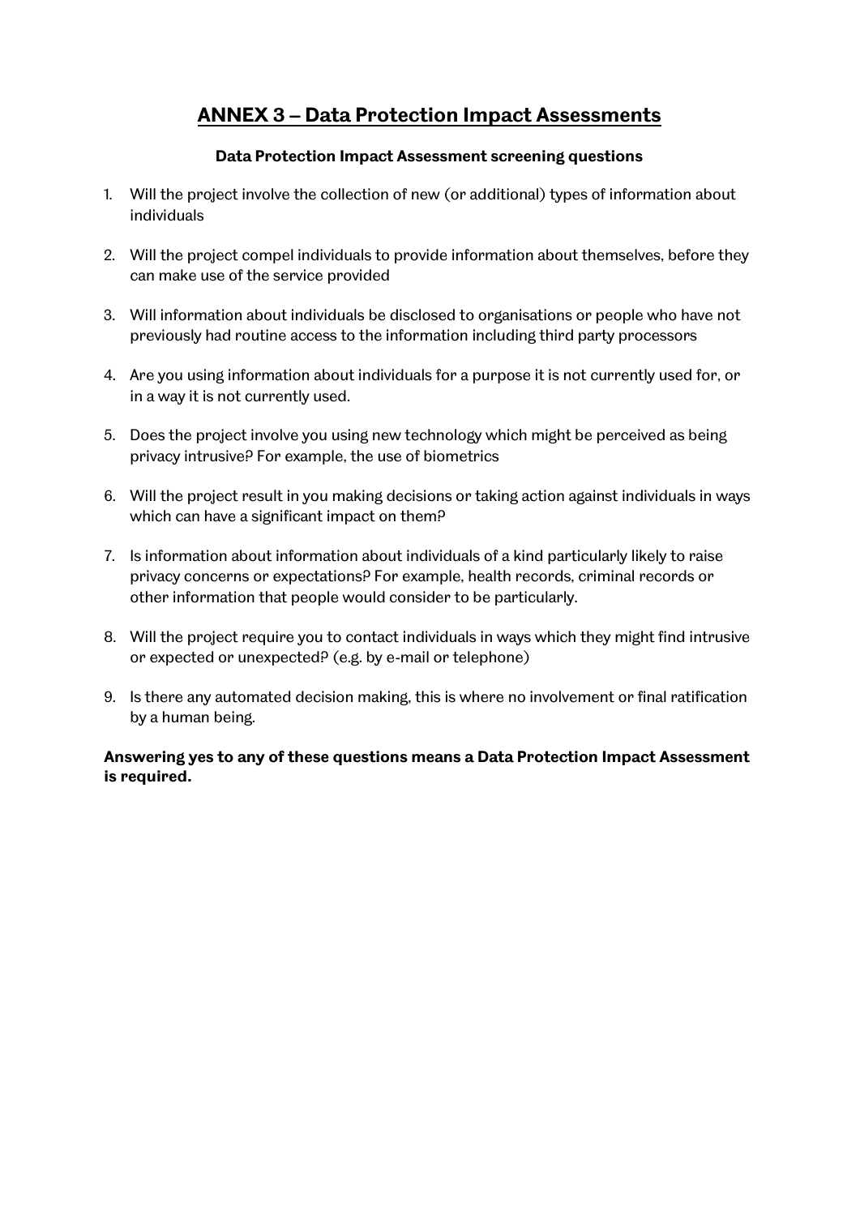# ANNEX 3 – Data Protection Impact Assessments

**Data Protection Impact Assessment screening questions**

1. Will the project involve the collection of new (or additional) types of information about individuals

2. Will the project compel individuals to provide information about themselves, before they can make use of the service provided

3. Will information about individuals be disclosed to organisations or people who have not previously had routine access to the information including third party processors

4. Are you using information about individuals for a purpose it is not currently used for, or in a way it is not currently used.

5. Does the project involve you using new technology which might be perceived as being privacy intrusive? For example, the use of biometrics

6. Will the project result in you making decisions or taking action against individuals in ways which can have a significant impact on them?

7. Is information about information about individuals of a kind particularly likely to raise privacy concerns or expectations? For example, health records, criminal records or other information that people would consider to be particularly.

8. Will the project require you to contact individuals in ways which they might find intrusive or expected or unexpected? (e.g. by e-mail or telephone)

9. Is there any automated decision making, this is where no involvement or final ratification by a human being.

**Answering yes to any of these questions means a Data Protection Impact Assessment is required.**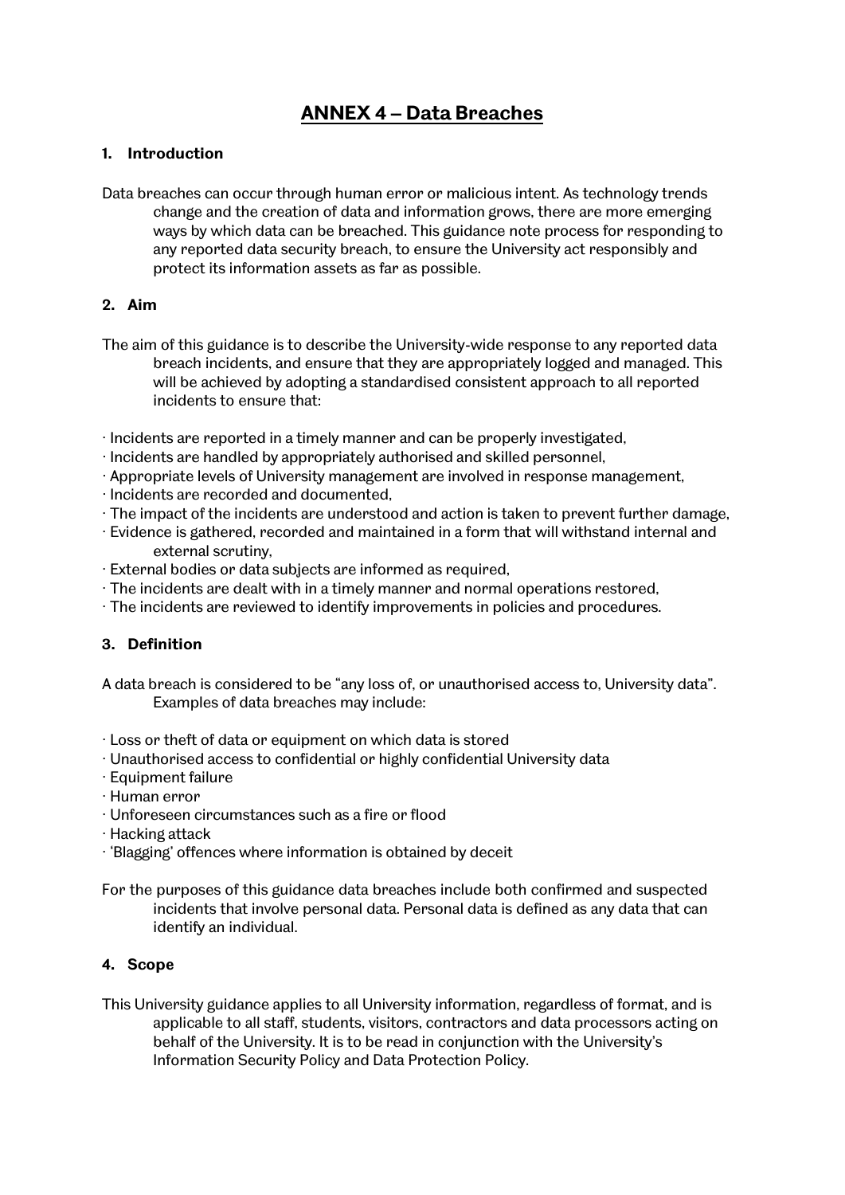# ANNEX 4 – Data Breaches

## 1. Introduction

Data breaches can occur through human error or malicious intent. As technology trends change and the creation of data and information grows, there are more emerging ways by which data can be breached. This guidance note process for responding to any reported data security breach, to ensure the University act responsibly and protect its information assets as far as possible.

## 2. Aim

The aim of this guidance is to describe the University-wide response to any reported data breach incidents, and ensure that they are appropriately logged and managed. This will be achieved by adopting a standardised consistent approach to all reported incidents to ensure that:

- Incidents are reported in a timely manner and can be properly investigated,
- Incidents are handled by appropriately authorised and skilled personnel,
- Appropriate levels of University management are involved in response management,
- Incidents are recorded and documented,
- The impact of the incidents are understood and action is taken to prevent further damage,
- Evidence is gathered, recorded and maintained in a form that will withstand internal and external scrutiny,
- External bodies or data subjects are informed as required,
- The incidents are dealt with in a timely manner and normal operations restored,
- The incidents are reviewed to identify improvements in policies and procedures.

## 3. Definition

A data breach is considered to be "any loss of, or unauthorised access to, University data". Examples of data breaches may include:

- Loss or theft of data or equipment on which data is stored
- Unauthorised access to confidential or highly confidential University data
- Equipment failure
- Human error
- Unforeseen circumstances such as a fire or flood
- Hacking attack
- 'Blagging' offences where information is obtained by deceit

For the purposes of this guidance data breaches include both confirmed and suspected incidents that involve personal data. Personal data is defined as any data that can identify an individual.

## 4. Scope

This University guidance applies to all University information, regardless of format, and is applicable to all staff, students, visitors, contractors and data processors acting on behalf of the University. It is to be read in conjunction with the University's Information Security Policy and Data Protection Policy.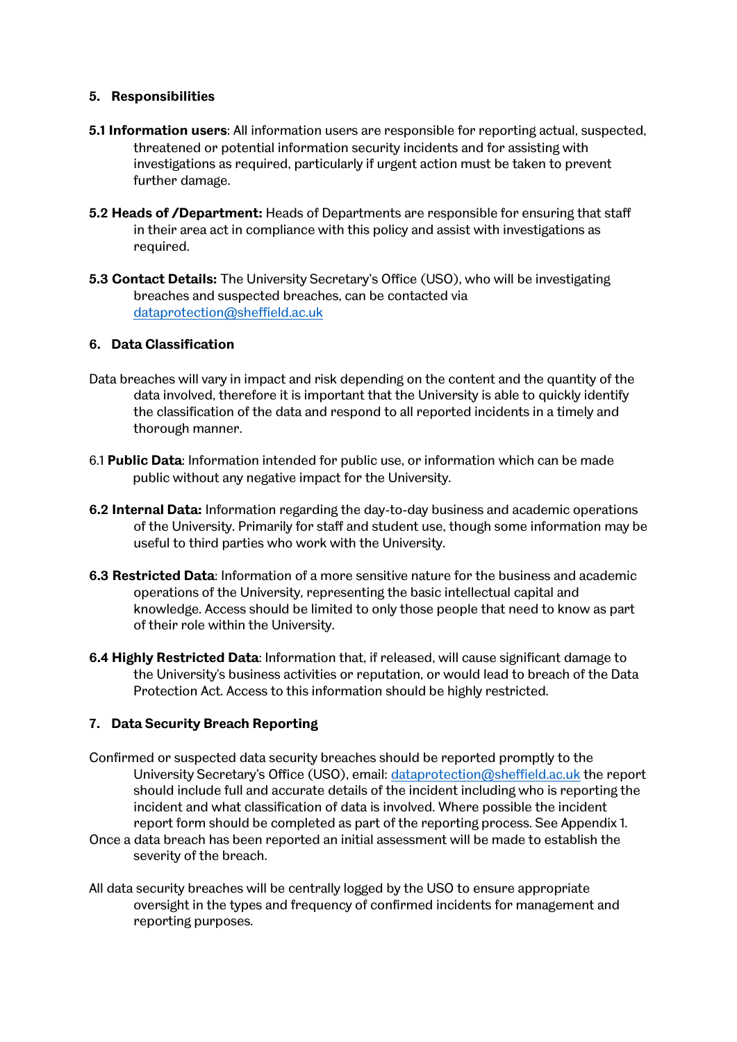## 5. Responsibilities

**5.1 Information users**: All information users are responsible for reporting actual, suspected, threatened or potential information security incidents and for assisting with investigations as required, particularly if urgent action must be taken to prevent further damage.

**5.2 Heads of /Department:** Heads of Departments are responsible for ensuring that staff in their area act in compliance with this policy and assist with investigations as required.

**5.3 Contact Details:** The University Secretary's Office (USO), who will be investigating breaches and suspected breaches, can be contacted via dataprotection@sheffield.ac.uk

## 6. Data Classification

Data breaches will vary in impact and risk depending on the content and the quantity of the data involved, therefore it is important that the University is able to quickly identify the classification of the data and respond to all reported incidents in a timely and thorough manner.

6.1 **Public Data**: Information intended for public use, or information which can be made public without any negative impact for the University.

**6.2 Internal Data:** Information regarding the day-to-day business and academic operations of the University. Primarily for staff and student use, though some information may be useful to third parties who work with the University.

**6.3 Restricted Data**: Information of a more sensitive nature for the business and academic operations of the University, representing the basic intellectual capital and knowledge. Access should be limited to only those people that need to know as part of their role within the University.

**6.4 Highly Restricted Data**: Information that, if released, will cause significant damage to the University's business activities or reputation, or would lead to breach of the Data Protection Act. Access to this information should be highly restricted.

## 7. Data Security Breach Reporting

Confirmed or suspected data security breaches should be reported promptly to the University Secretary's Office (USO), email: dataprotection@sheffield.ac.uk the report should include full and accurate details of the incident including who is reporting the incident and what classification of data is involved. Where possible the incident report form should be completed as part of the reporting process. See Appendix 1.
Once a data breach has been reported an initial assessment will be made to establish the severity of the breach.

All data security breaches will be centrally logged by the USO to ensure appropriate oversight in the types and frequency of confirmed incidents for management and reporting purposes.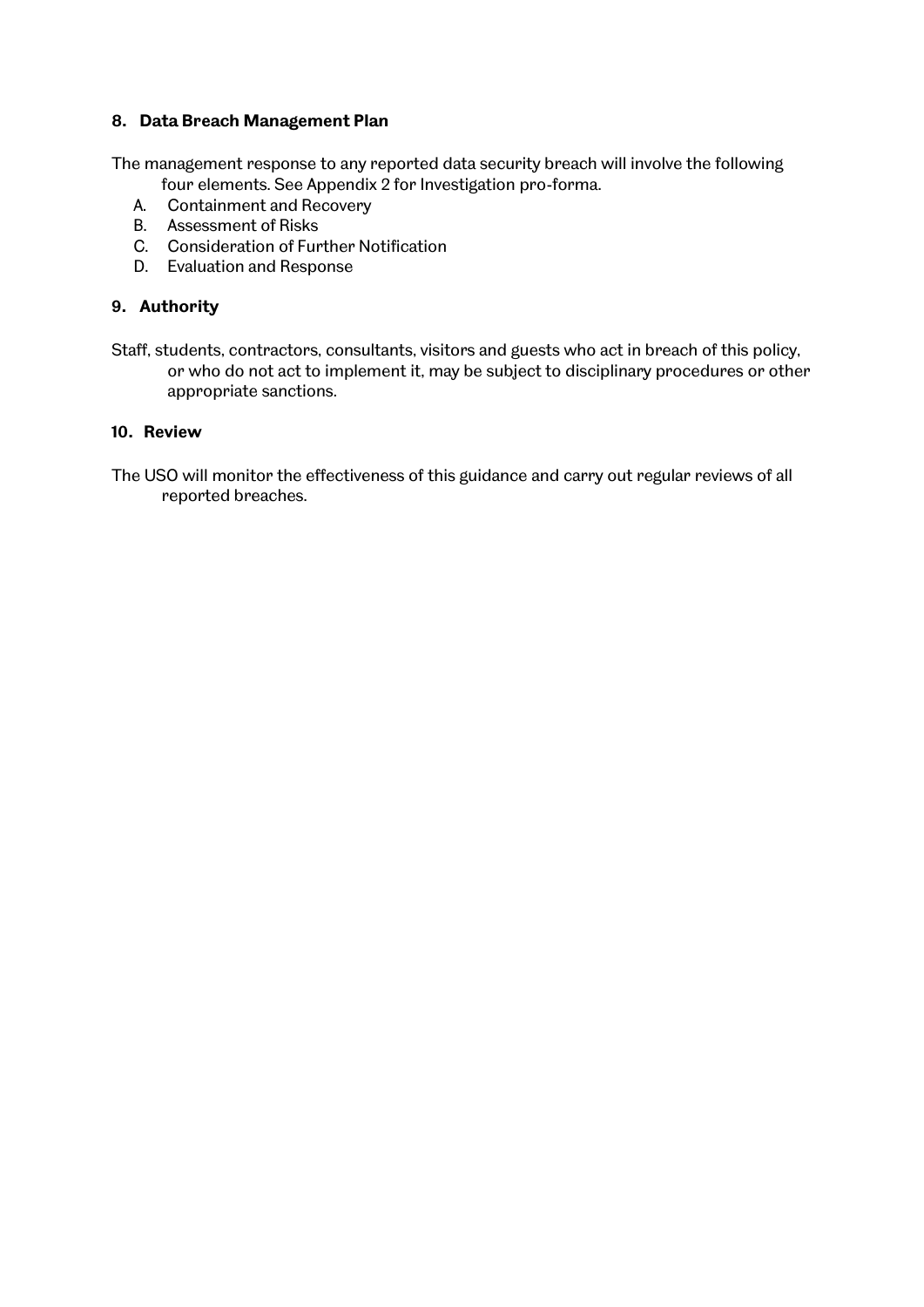## 8. Data Breach Management Plan

The management response to any reported data security breach will involve the following four elements. See Appendix 2 for Investigation pro-forma.

A. Containment and Recovery
B. Assessment of Risks
C. Consideration of Further Notification
D. Evaluation and Response

## 9. Authority

Staff, students, contractors, consultants, visitors and guests who act in breach of this policy, or who do not act to implement it, may be subject to disciplinary procedures or other appropriate sanctions.

## 10. Review

The USO will monitor the effectiveness of this guidance and carry out regular reviews of all reported breaches.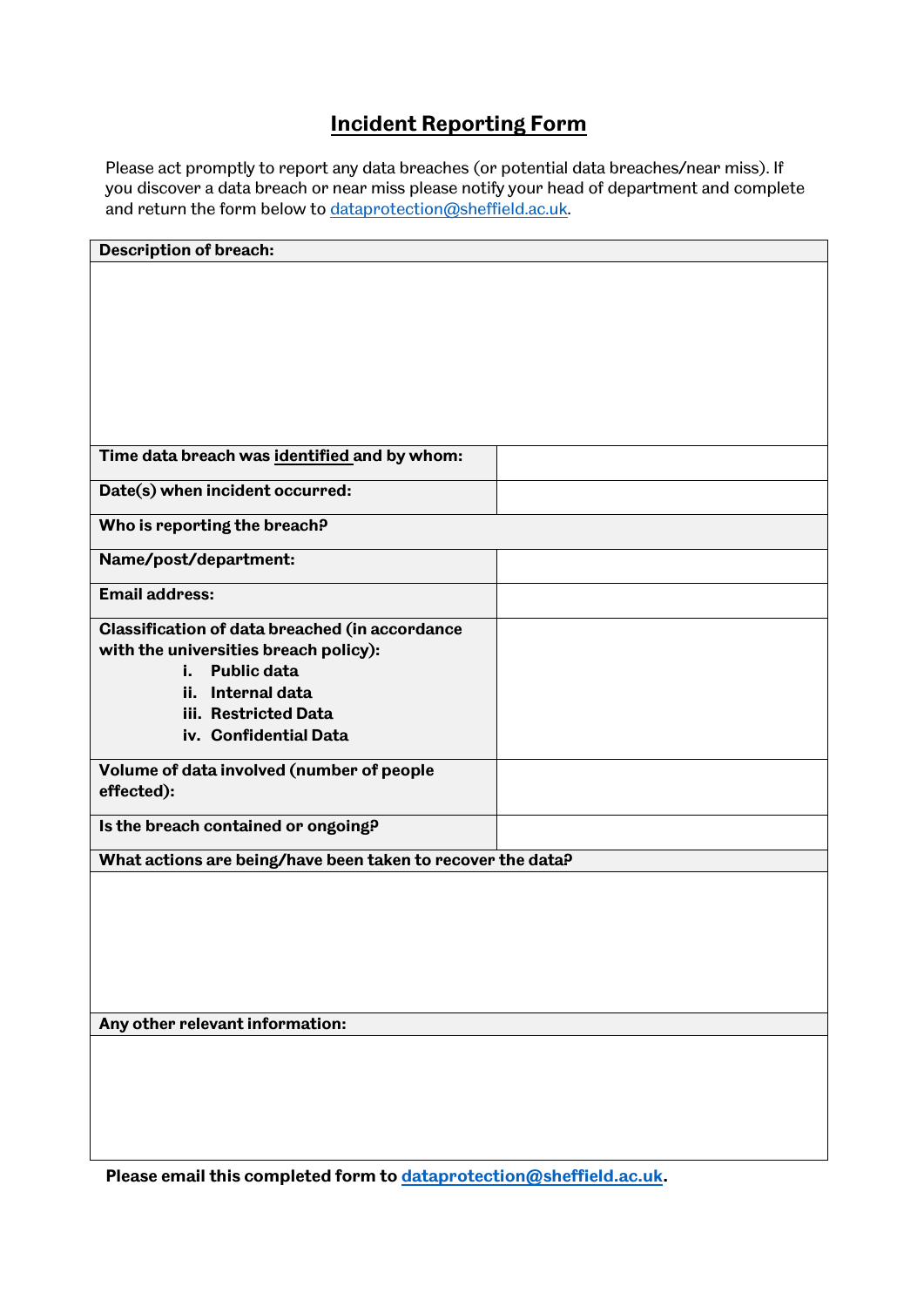# Incident Reporting Form

Please act promptly to report any data breaches (or potential data breaches/near miss). If you discover a data breach or near miss please notify your head of department and complete and return the form below to dataprotection@sheffield.ac.uk.

| **Description of breach:** | |
|---|---|
| | |
| **Time data breach was identified and by whom:** | |
| **Date(s) when incident occurred:** | |
| **Who is reporting the breach?** | |
| **Name/post/department:** | |
| **Email address:** | |
| **Classification of data breached (in accordance with the universities breach policy):**<br>i. **Public data**<br>ii. **Internal data**<br>iii. **Restricted Data**<br>iv. **Confidential Data** | |
| **Volume of data involved (number of people effected):** | |
| **Is the breach contained or ongoing?** | |
| **What actions are being/have been taken to recover the data?** | |
| | |
| **Any other relevant information:** | |
| | |

**Please email this completed form to dataprotection@sheffield.ac.uk.**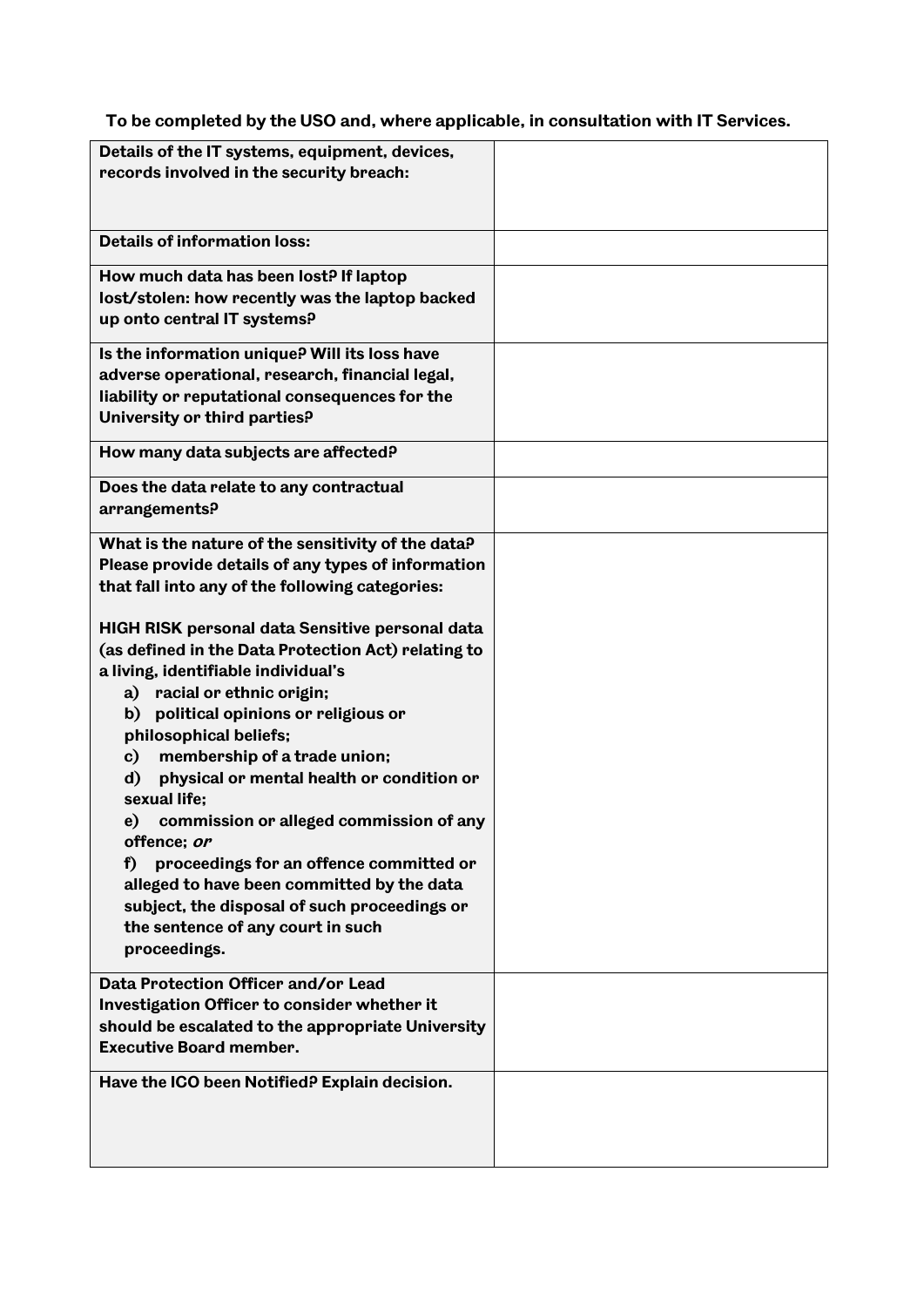**To be completed by the USO and, where applicable, in consultation with IT Services.**

| | |
|---|---|
| **Details of the IT systems, equipment, devices, records involved in the security breach:** | |
| **Details of information loss:** | |
| **How much data has been lost? If laptop lost/stolen: how recently was the laptop backed up onto central IT systems?** | |
| **Is the information unique? Will its loss have adverse operational, research, financial legal, liability or reputational consequences for the University or third parties?** | |
| **How many data subjects are affected?** | |
| **Does the data relate to any contractual arrangements?** | |
| **What is the nature of the sensitivity of the data? Please provide details of any types of information that fall into any of the following categories:**<br><br>**HIGH RISK personal data Sensitive personal data (as defined in the Data Protection Act) relating to a living, identifiable individual's**<br>**a) racial or ethnic origin;**<br>**b) political opinions or religious or philosophical beliefs;**<br>**c) membership of a trade union;**<br>**d) physical or mental health or condition or sexual life;**<br>**e) commission or alleged commission of any offence; *or***<br>**f) proceedings for an offence committed or alleged to have been committed by the data subject, the disposal of such proceedings or the sentence of any court in such proceedings.** | |
| **Data Protection Officer and/or Lead Investigation Officer to consider whether it should be escalated to the appropriate University Executive Board member.** | |
| **Have the ICO been Notified? Explain decision.** | |